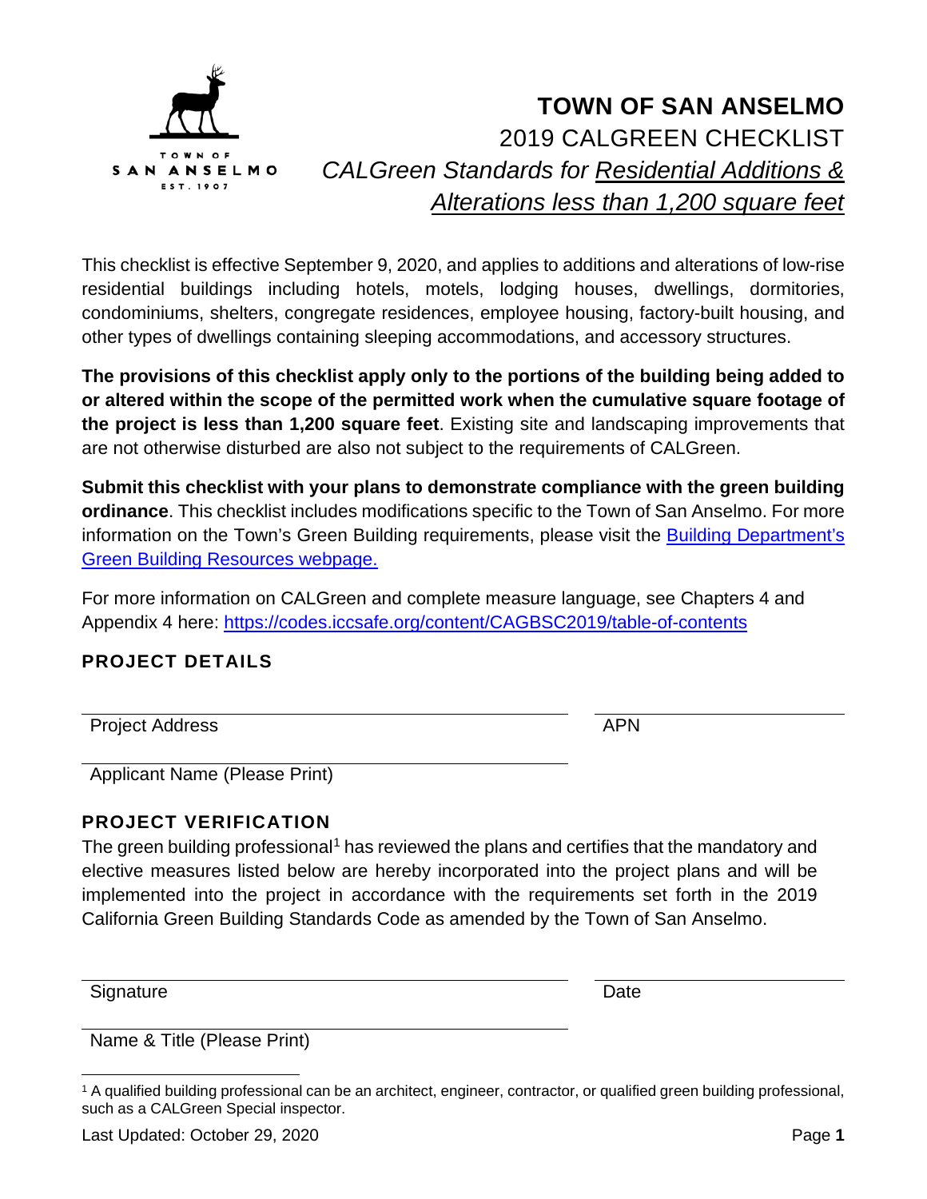TOWN OF SAN ANSELMO EST. 1907

# TOWN OF SAN ANSELMO

## 2019 CALGREEN CHECKLIST

## *CALGreen Standards for Residential Additions & Alterations less than 1,200 square feet*

This checklist is effective September 9, 2020, and applies to additions and alterations of low-rise residential buildings including hotels, motels, lodging houses, dwellings, dormitories, condominiums, shelters, congregate residences, employee housing, factory-built housing, and other types of dwellings containing sleeping accommodations, and accessory structures.

**The provisions of this checklist apply only to the portions of the building being added to or altered within the scope of the permitted work when the cumulative square footage of the project is less than 1,200 square feet**. Existing site and landscaping improvements that are not otherwise disturbed are also not subject to the requirements of CALGreen.

**Submit this checklist with your plans to demonstrate compliance with the green building ordinance**. This checklist includes modifications specific to the Town of San Anselmo. For more information on the Town's Green Building requirements, please visit the Building Department's Green Building Resources webpage.

For more information on CALGreen and complete measure language, see Chapters 4 and Appendix 4 here: https://codes.iccsafe.org/content/CAGBSC2019/table-of-contents

### PROJECT DETAILS

Project Address ______________________ APN ______________

Applicant Name (Please Print) ______________________

### PROJECT VERIFICATION

The green building professional[1] has reviewed the plans and certifies that the mandatory and elective measures listed below are hereby incorporated into the project plans and will be implemented into the project in accordance with the requirements set forth in the 2019 California Green Building Standards Code as amended by the Town of San Anselmo.

Signature ______________________ Date ______________

Name & Title (Please Print) ______________________

[1] A qualified building professional can be an architect, engineer, contractor, or qualified green building professional, such as a CALGreen Special inspector.

Last Updated: October 29, 2020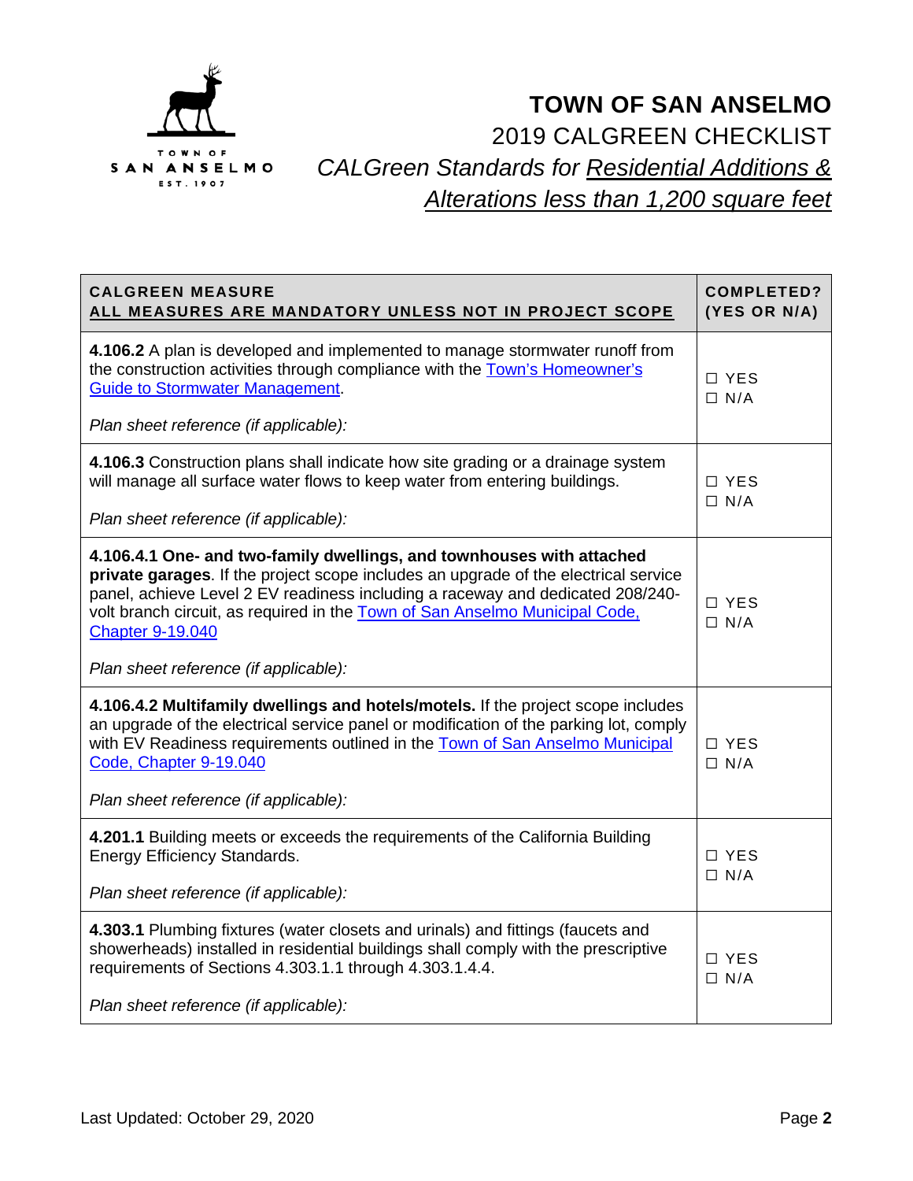TOWN OF SAN ANSELMO
EST. 1907

# TOWN OF SAN ANSELMO

## 2019 CALGREEN CHECKLIST

### *CALGreen Standards for Residential Additions & Alterations less than 1,200 square feet*

| CALGREEN MEASURE<br>ALL MEASURES ARE MANDATORY UNLESS NOT IN PROJECT SCOPE | COMPLETED? (YES OR N/A) |
|---|---|
| **4.106.2** A plan is developed and implemented to manage stormwater runoff from the construction activities through compliance with the Town's Homeowner's Guide to Stormwater Management.<br><br>*Plan sheet reference (if applicable):* | ☐ YES<br>☐ N/A |
| **4.106.3** Construction plans shall indicate how site grading or a drainage system will manage all surface water flows to keep water from entering buildings.<br><br>*Plan sheet reference (if applicable):* | ☐ YES<br>☐ N/A |
| **4.106.4.1 One- and two-family dwellings, and townhouses with attached private garages**. If the project scope includes an upgrade of the electrical service panel, achieve Level 2 EV readiness including a raceway and dedicated 208/240-volt branch circuit, as required in the Town of San Anselmo Municipal Code, Chapter 9-19.040<br><br>*Plan sheet reference (if applicable):* | ☐ YES<br>☐ N/A |
| **4.106.4.2 Multifamily dwellings and hotels/motels.** If the project scope includes an upgrade of the electrical service panel or modification of the parking lot, comply with EV Readiness requirements outlined in the Town of San Anselmo Municipal Code, Chapter 9-19.040<br><br>*Plan sheet reference (if applicable):* | ☐ YES<br>☐ N/A |
| **4.201.1** Building meets or exceeds the requirements of the California Building Energy Efficiency Standards.<br><br>*Plan sheet reference (if applicable):* | ☐ YES<br>☐ N/A |
| **4.303.1** Plumbing fixtures (water closets and urinals) and fittings (faucets and showerheads) installed in residential buildings shall comply with the prescriptive requirements of Sections 4.303.1.1 through 4.303.1.4.4.<br><br>*Plan sheet reference (if applicable):* | ☐ YES<br>☐ N/A |

Last Updated: October 29, 2020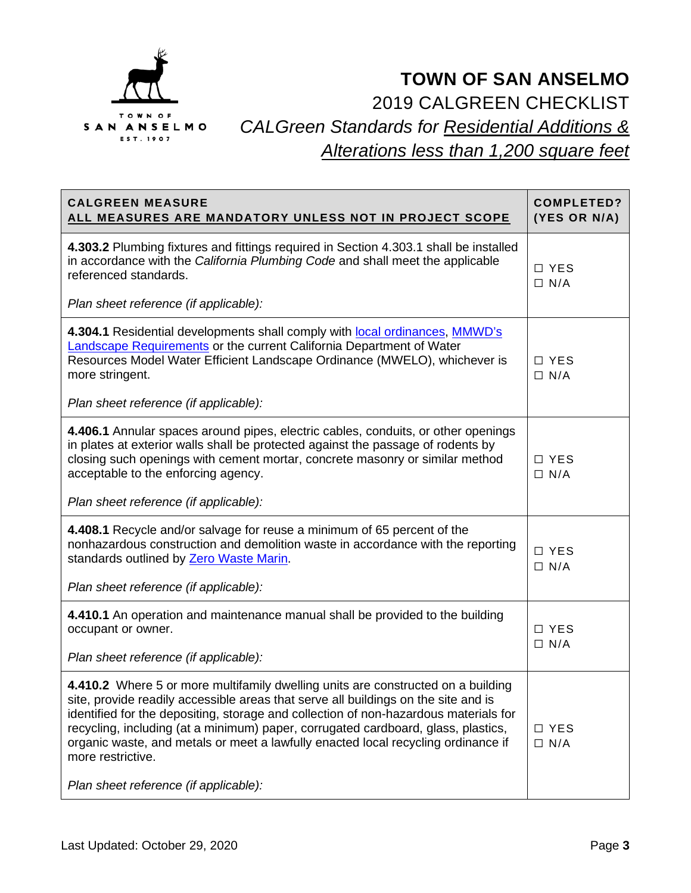TOWN OF SAN ANSELMO EST. 1907

# TOWN OF SAN ANSELMO

## 2019 CALGREEN CHECKLIST

## *CALGreen Standards for Residential Additions & Alterations less than 1,200 square feet*

| CALGREEN MEASURE<br>ALL MEASURES ARE MANDATORY UNLESS NOT IN PROJECT SCOPE | COMPLETED? (YES OR N/A) |
|---|---|
| **4.303.2** Plumbing fixtures and fittings required in Section 4.303.1 shall be installed in accordance with the *California Plumbing Code* and shall meet the applicable referenced standards.<br><br>*Plan sheet reference (if applicable):* | ☐ YES<br>☐ N/A |
| **4.304.1** Residential developments shall comply with local ordinances, MMWD's Landscape Requirements or the current California Department of Water Resources Model Water Efficient Landscape Ordinance (MWELO), whichever is more stringent.<br><br>*Plan sheet reference (if applicable):* | ☐ YES<br>☐ N/A |
| **4.406.1** Annular spaces around pipes, electric cables, conduits, or other openings in plates at exterior walls shall be protected against the passage of rodents by closing such openings with cement mortar, concrete masonry or similar method acceptable to the enforcing agency.<br><br>*Plan sheet reference (if applicable):* | ☐ YES<br>☐ N/A |
| **4.408.1** Recycle and/or salvage for reuse a minimum of 65 percent of the nonhazardous construction and demolition waste in accordance with the reporting standards outlined by Zero Waste Marin.<br><br>*Plan sheet reference (if applicable):* | ☐ YES<br>☐ N/A |
| **4.410.1** An operation and maintenance manual shall be provided to the building occupant or owner.<br><br>*Plan sheet reference (if applicable):* | ☐ YES<br>☐ N/A |
| **4.410.2** Where 5 or more multifamily dwelling units are constructed on a building site, provide readily accessible areas that serve all buildings on the site and is identified for the depositing, storage and collection of non-hazardous materials for recycling, including (at a minimum) paper, corrugated cardboard, glass, plastics, organic waste, and metals or meet a lawfully enacted local recycling ordinance if more restrictive.<br><br>*Plan sheet reference (if applicable):* | ☐ YES<br>☐ N/A |

Last Updated: October 29, 2020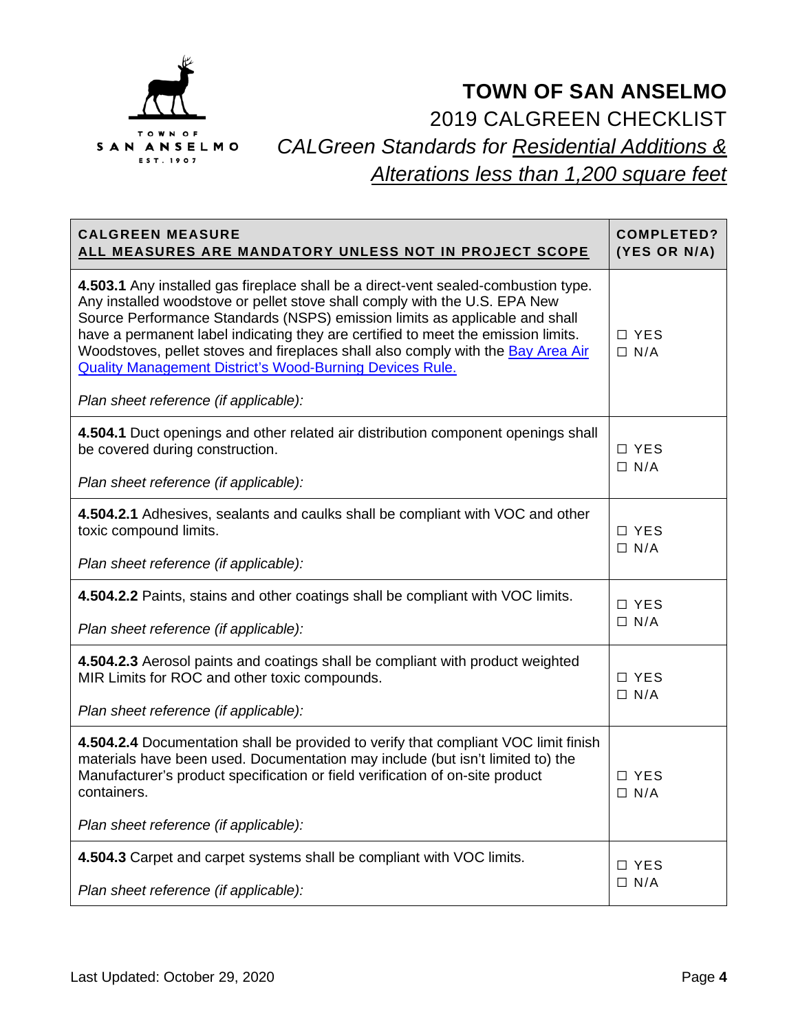# TOWN OF SAN ANSELMO

2019 CALGREEN CHECKLIST

*CALGreen Standards for Residential Additions & Alterations less than 1,200 square feet*

| CALGREEN MEASURE<br>ALL MEASURES ARE MANDATORY UNLESS NOT IN PROJECT SCOPE | COMPLETED? (YES OR N/A) |
|---|---|
| **4.503.1** Any installed gas fireplace shall be a direct-vent sealed-combustion type. Any installed woodstove or pellet stove shall comply with the U.S. EPA New Source Performance Standards (NSPS) emission limits as applicable and shall have a permanent label indicating they are certified to meet the emission limits. Woodstoves, pellet stoves and fireplaces shall also comply with the Bay Area Air Quality Management District's Wood-Burning Devices Rule.<br><br>*Plan sheet reference (if applicable):* | ☐ YES<br>☐ N/A |
| **4.504.1** Duct openings and other related air distribution component openings shall be covered during construction.<br><br>*Plan sheet reference (if applicable):* | ☐ YES<br>☐ N/A |
| **4.504.2.1** Adhesives, sealants and caulks shall be compliant with VOC and other toxic compound limits.<br><br>*Plan sheet reference (if applicable):* | ☐ YES<br>☐ N/A |
| **4.504.2.2** Paints, stains and other coatings shall be compliant with VOC limits.<br><br>*Plan sheet reference (if applicable):* | ☐ YES<br>☐ N/A |
| **4.504.2.3** Aerosol paints and coatings shall be compliant with product weighted MIR Limits for ROC and other toxic compounds.<br><br>*Plan sheet reference (if applicable):* | ☐ YES<br>☐ N/A |
| **4.504.2.4** Documentation shall be provided to verify that compliant VOC limit finish materials have been used. Documentation may include (but isn't limited to) the Manufacturer's product specification or field verification of on-site product containers.<br><br>*Plan sheet reference (if applicable):* | ☐ YES<br>☐ N/A |
| **4.504.3** Carpet and carpet systems shall be compliant with VOC limits.<br><br>*Plan sheet reference (if applicable):* | ☐ YES<br>☐ N/A |

Last Updated: October 29, 2020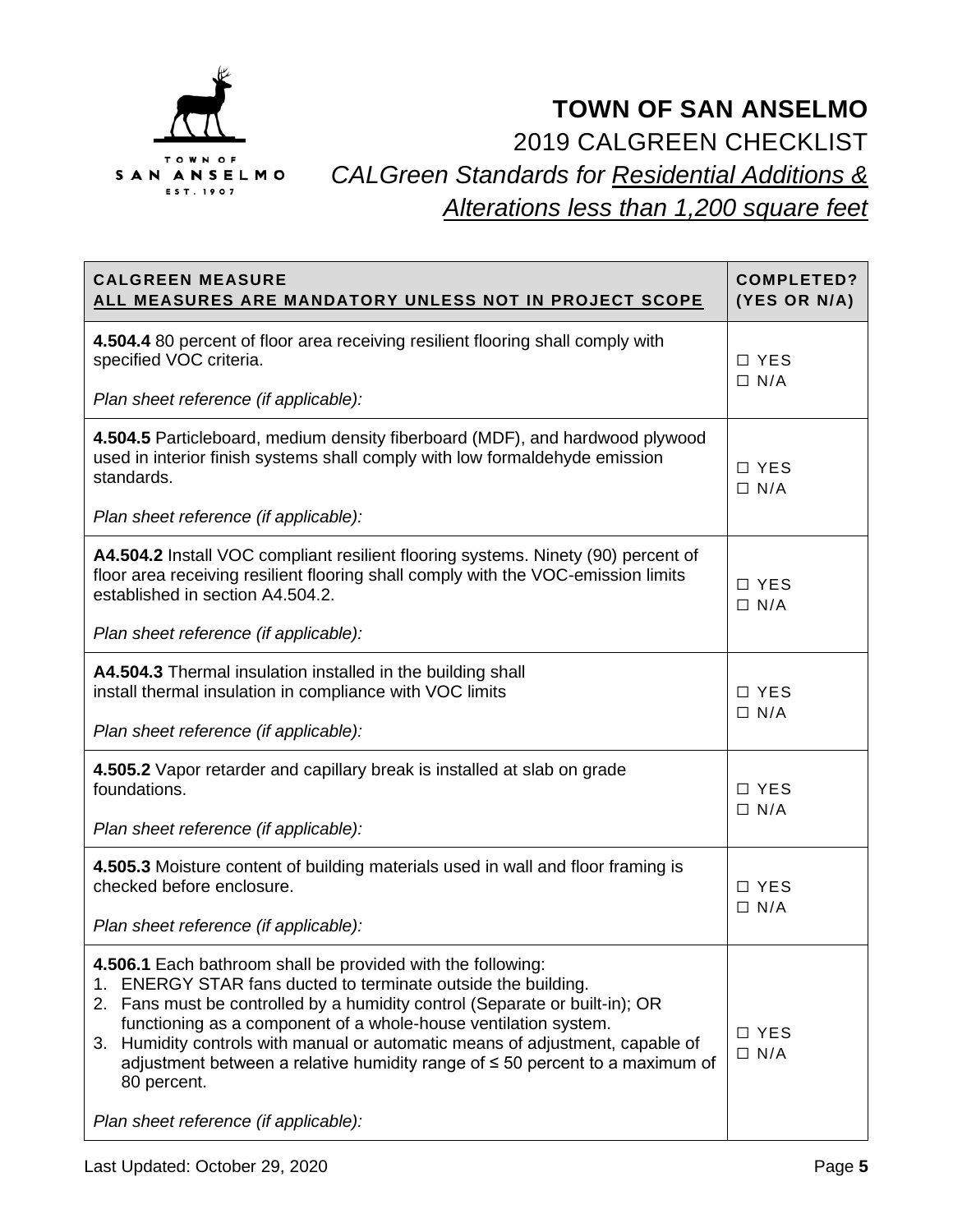# TOWN OF SAN ANSELMO

2019 CALGREEN CHECKLIST

*CALGreen Standards for Residential Additions & Alterations less than 1,200 square feet*

| **CALGREEN MEASURE**<br>**ALL MEASURES ARE MANDATORY UNLESS NOT IN PROJECT SCOPE** | **COMPLETED? (YES OR N/A)** |
|---|---|
| **4.504.4** 80 percent of floor area receiving resilient flooring shall comply with specified VOC criteria.<br><br>*Plan sheet reference (if applicable):* | ☐ YES<br>☐ N/A |
| **4.504.5** Particleboard, medium density fiberboard (MDF), and hardwood plywood used in interior finish systems shall comply with low formaldehyde emission standards.<br><br>*Plan sheet reference (if applicable):* | ☐ YES<br>☐ N/A |
| **A4.504.2** Install VOC compliant resilient flooring systems. Ninety (90) percent of floor area receiving resilient flooring shall comply with the VOC-emission limits established in section A4.504.2.<br><br>*Plan sheet reference (if applicable):* | ☐ YES<br>☐ N/A |
| **A4.504.3** Thermal insulation installed in the building shall install thermal insulation in compliance with VOC limits<br><br>*Plan sheet reference (if applicable):* | ☐ YES<br>☐ N/A |
| **4.505.2** Vapor retarder and capillary break is installed at slab on grade foundations.<br><br>*Plan sheet reference (if applicable):* | ☐ YES<br>☐ N/A |
| **4.505.3** Moisture content of building materials used in wall and floor framing is checked before enclosure.<br><br>*Plan sheet reference (if applicable):* | ☐ YES<br>☐ N/A |
| **4.506.1** Each bathroom shall be provided with the following:<br>1. ENERGY STAR fans ducted to terminate outside the building.<br>2. Fans must be controlled by a humidity control (Separate or built-in); OR functioning as a component of a whole-house ventilation system.<br>3. Humidity controls with manual or automatic means of adjustment, capable of adjustment between a relative humidity range of ≤ 50 percent to a maximum of 80 percent.<br><br>*Plan sheet reference (if applicable):* | ☐ YES<br>☐ N/A |

Last Updated: October 29, 2020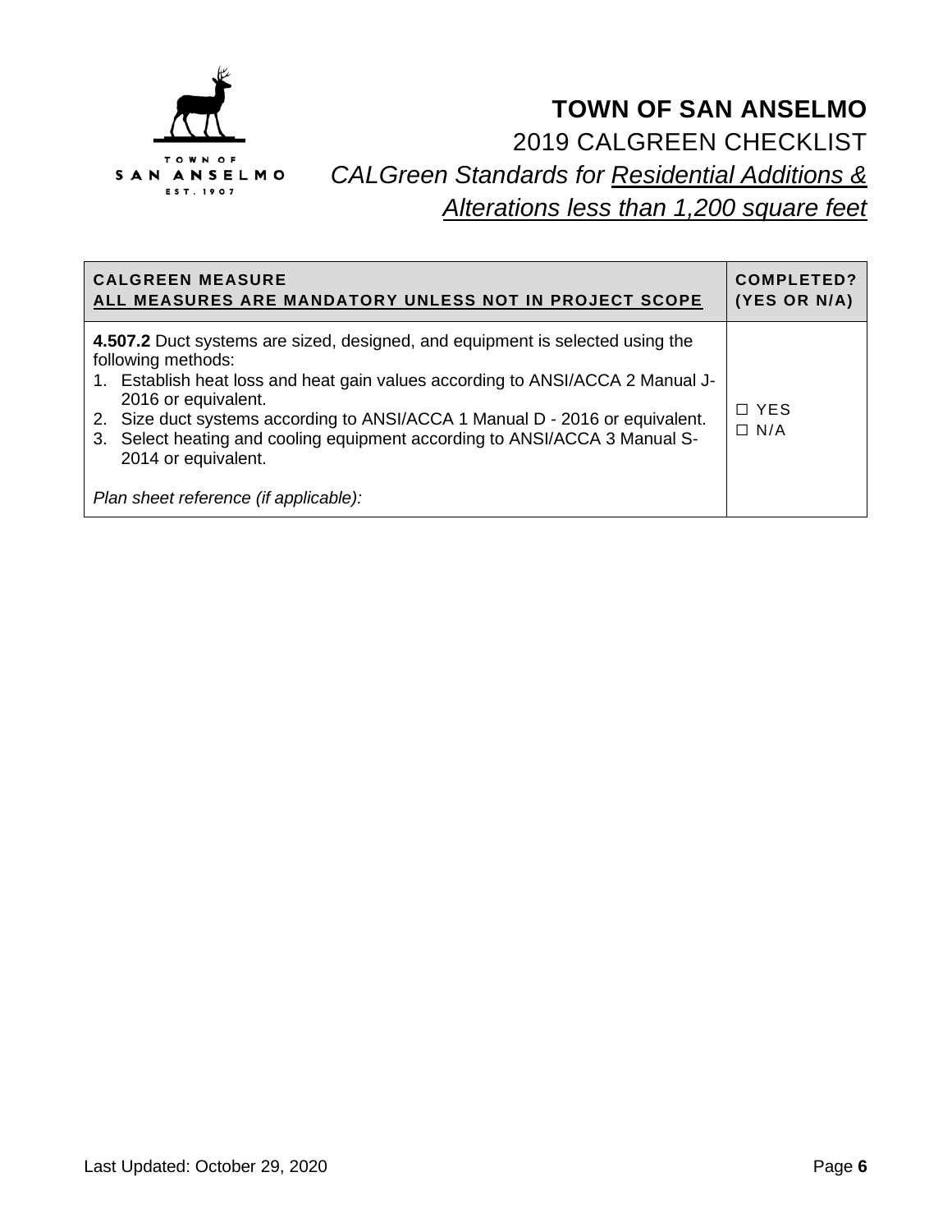TOWN OF SAN ANSELMO
EST. 1907

# TOWN OF SAN ANSELMO

## 2019 CALGREEN CHECKLIST

### *CALGreen Standards for Residential Additions & Alterations less than 1,200 square feet*

| **CALGREEN MEASURE**<br>**ALL MEASURES ARE MANDATORY UNLESS NOT IN PROJECT SCOPE** | **COMPLETED? (YES OR N/A)** |
|---|---|
| **4.507.2** Duct systems are sized, designed, and equipment is selected using the following methods:<br>1. Establish heat loss and heat gain values according to ANSI/ACCA 2 Manual J-2016 or equivalent.<br>2. Size duct systems according to ANSI/ACCA 1 Manual D - 2016 or equivalent.<br>3. Select heating and cooling equipment according to ANSI/ACCA 3 Manual S-2014 or equivalent.<br><br>*Plan sheet reference (if applicable):* | ☐ YES<br>☐ N/A |

Last Updated: October 29, 2020